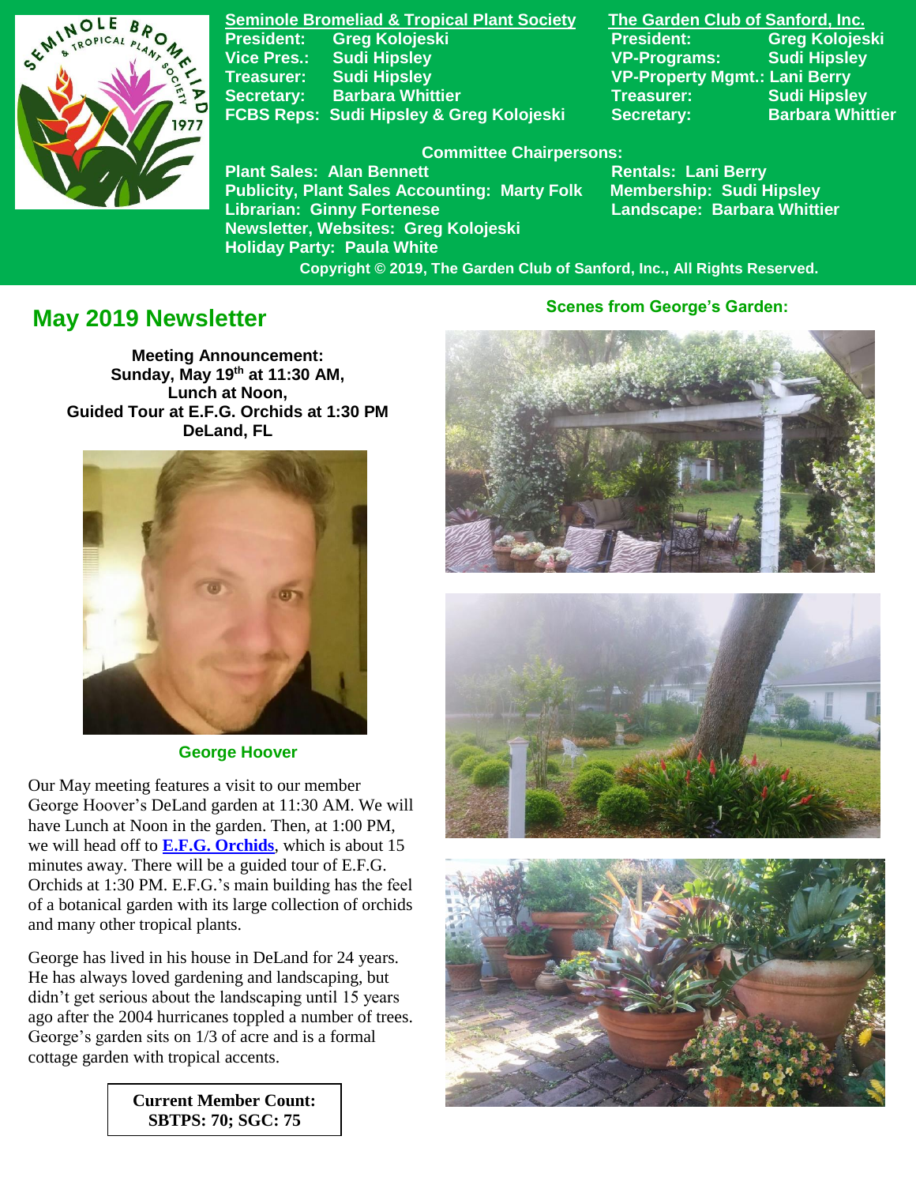**Seminole Bromeliad & Tropical Plant Society**

President: Greg Kolojeski
Vice Pres.: Sudi Hipsley
Treasurer: Sudi Hipsley
Secretary: Barbara Whittier
FCBS Reps: Sudi Hipsley & Greg Kolojeski

**The Garden Club of Sanford, Inc.**

President: Greg Kolojeski
VP-Programs: Sudi Hipsley
VP-Property Mgmt.: Lani Berry
Treasurer: Sudi Hipsley
Secretary: Barbara Whittier

**Committee Chairpersons:**

Plant Sales: Alan Bennett
Publicity, Plant Sales Accounting: Marty Folk
Librarian: Ginny Fortenese
Newsletter, Websites: Greg Kolojeski
Holiday Party: Paula White
Rentals: Lani Berry
Membership: Sudi Hipsley
Landscape: Barbara Whittier

Copyright © 2019, The Garden Club of Sanford, Inc., All Rights Reserved.

# May 2019 Newsletter

**Meeting Announcement:**
**Sunday, May 19th at 11:30 AM,**
**Lunch at Noon,**
**Guided Tour at E.F.G. Orchids at 1:30 PM**
**DeLand, FL**

**George Hoover**

Our May meeting features a visit to our member George Hoover's DeLand garden at 11:30 AM. We will have Lunch at Noon in the garden. Then, at 1:00 PM, we will head off to **E.F.G. Orchids**, which is about 15 minutes away. There will be a guided tour of E.F.G. Orchids at 1:30 PM. E.F.G.'s main building has the feel of a botanical garden with its large collection of orchids and many other tropical plants.

George has lived in his house in DeLand for 24 years. He has always loved gardening and landscaping, but didn't get serious about the landscaping until 15 years ago after the 2004 hurricanes toppled a number of trees. George's garden sits on 1/3 of acre and is a formal cottage garden with tropical accents.

**Current Member Count:**
**SBTPS: 70; SGC: 75**

**Scenes from George's Garden:**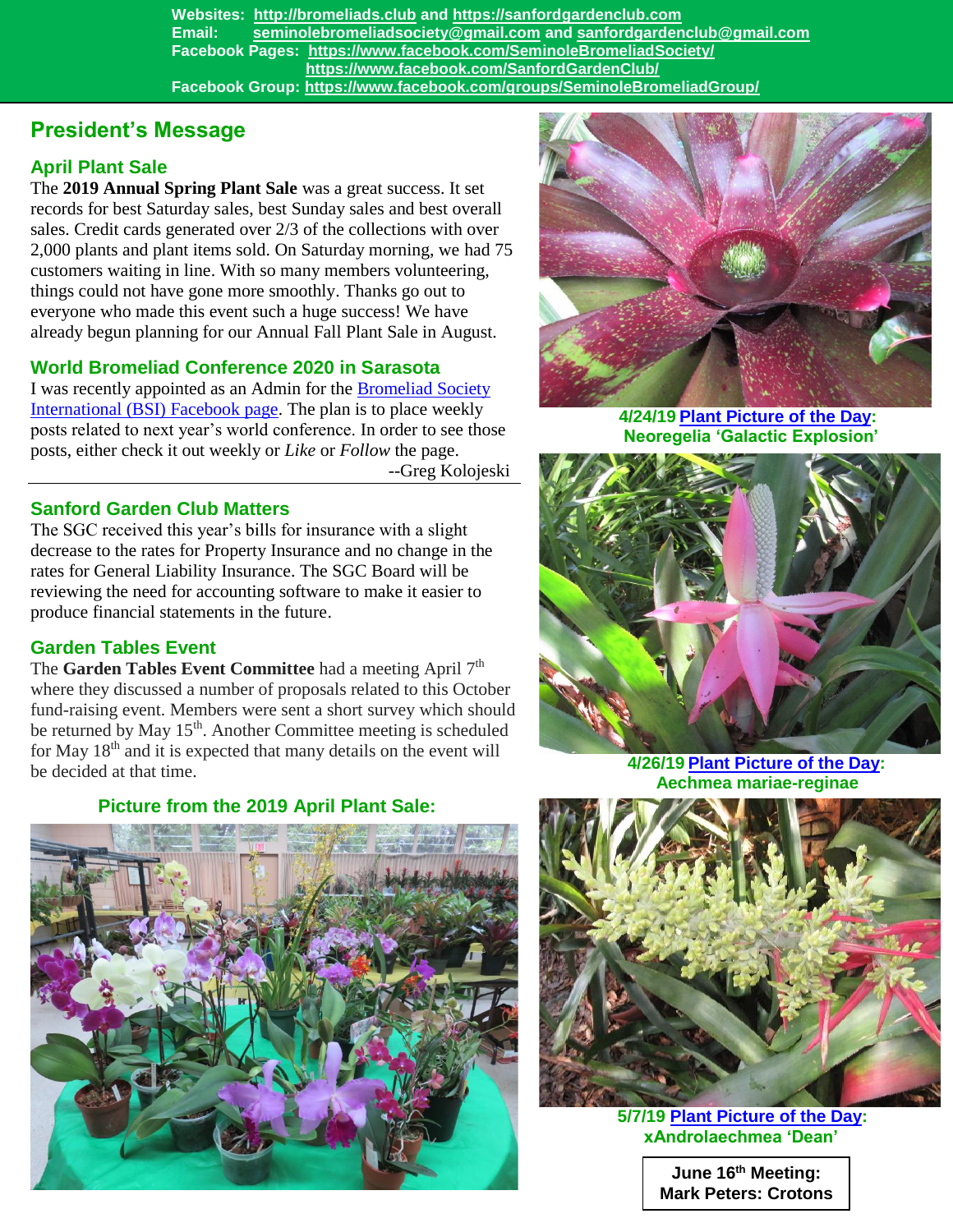**Websites:** http://bromeliads.club and https://sanfordgardenclub.com
**Email:** seminolebromeliadsociety@gmail.com and sanfordgardenclub@gmail.com
**Facebook Pages:** https://www.facebook.com/SeminoleBromeliadSociety/
https://www.facebook.com/SanfordGardenClub/
**Facebook Group:** https://www.facebook.com/groups/SeminoleBromeliadGroup/

## President's Message

### April Plant Sale

The **2019 Annual Spring Plant Sale** was a great success. It set records for best Saturday sales, best Sunday sales and best overall sales. Credit cards generated over 2/3 of the collections with over 2,000 plants and plant items sold. On Saturday morning, we had 75 customers waiting in line. With so many members volunteering, things could not have gone more smoothly. Thanks go out to everyone who made this event such a huge success! We have already begun planning for our Annual Fall Plant Sale in August.

### World Bromeliad Conference 2020 in Sarasota

I was recently appointed as an Admin for the Bromeliad Society International (BSI) Facebook page. The plan is to place weekly posts related to next year's world conference. In order to see those posts, either check it out weekly or *Like* or *Follow* the page.

--Greg Kolojeski

### Sanford Garden Club Matters

The SGC received this year's bills for insurance with a slight decrease to the rates for Property Insurance and no change in the rates for General Liability Insurance. The SGC Board will be reviewing the need for accounting software to make it easier to produce financial statements in the future.

### Garden Tables Event

The **Garden Tables Event Committee** had a meeting April 7th where they discussed a number of proposals related to this October fund-raising event. Members were sent a short survey which should be returned by May 15th. Another Committee meeting is scheduled for May 18th and it is expected that many details on the event will be decided at that time.

**Picture from the 2019 April Plant Sale:**

**4/24/19 Plant Picture of the Day: Neoregelia 'Galactic Explosion'**

**4/26/19 Plant Picture of the Day: Aechmea mariae-reginae**

**5/7/19 Plant Picture of the Day: xAndrolaechmea 'Dean'**

**June 16th Meeting: Mark Peters: Crotons**